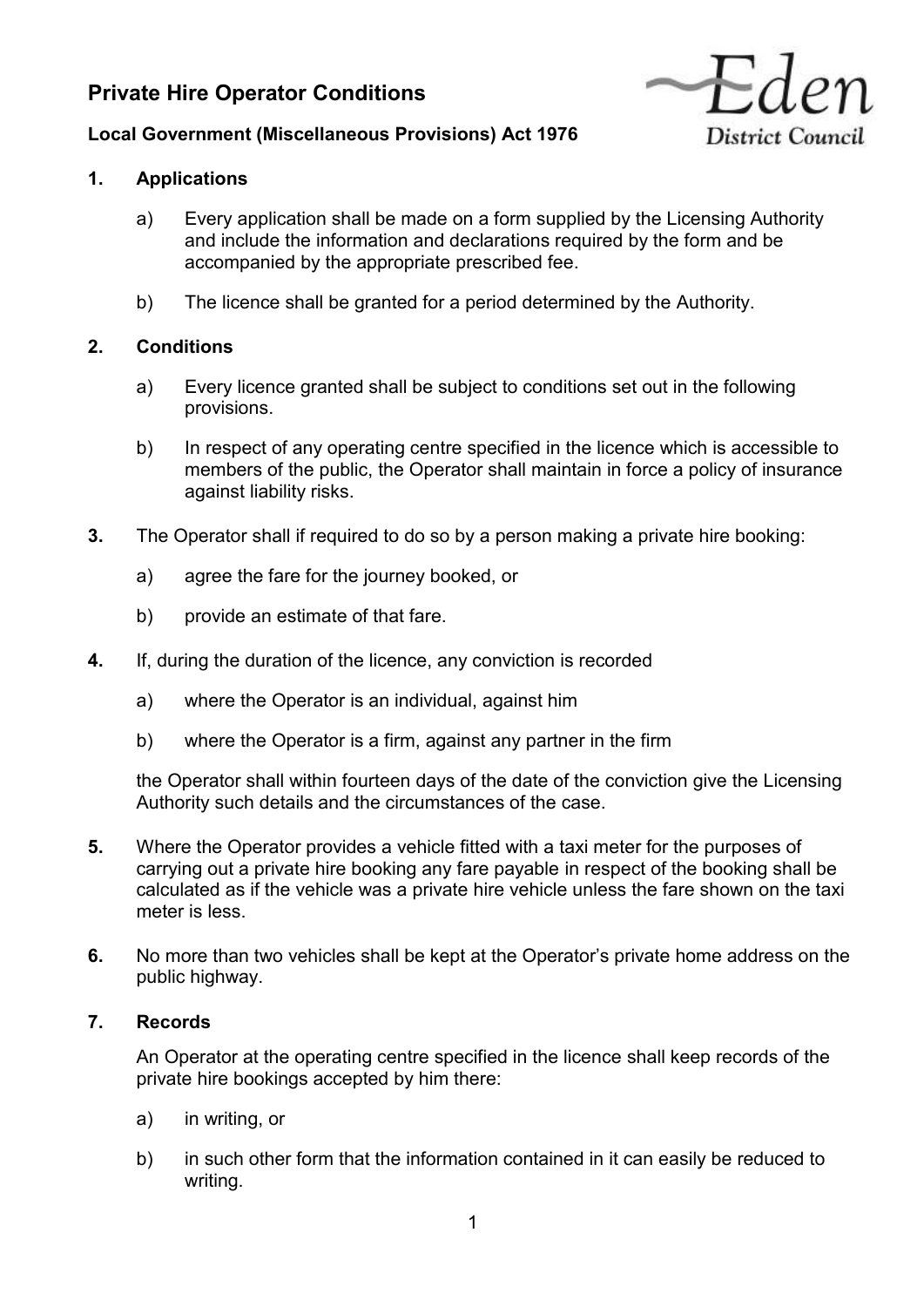# Private Hire Operator Conditions

**Local Government (Miscellaneous Provisions) Act 1976**

Eden District Council

## 1. Applications

a) Every application shall be made on a form supplied by the Licensing Authority and include the information and declarations required by the form and be accompanied by the appropriate prescribed fee.

b) The licence shall be granted for a period determined by the Authority.

## 2. Conditions

a) Every licence granted shall be subject to conditions set out in the following provisions.

b) In respect of any operating centre specified in the licence which is accessible to members of the public, the Operator shall maintain in force a policy of insurance against liability risks.

**3.** The Operator shall if required to do so by a person making a private hire booking:

a) agree the fare for the journey booked, or

b) provide an estimate of that fare.

**4.** If, during the duration of the licence, any conviction is recorded

a) where the Operator is an individual, against him

b) where the Operator is a firm, against any partner in the firm

the Operator shall within fourteen days of the date of the conviction give the Licensing Authority such details and the circumstances of the case.

**5.** Where the Operator provides a vehicle fitted with a taxi meter for the purposes of carrying out a private hire booking any fare payable in respect of the booking shall be calculated as if the vehicle was a private hire vehicle unless the fare shown on the taxi meter is less.

**6.** No more than two vehicles shall be kept at the Operator's private home address on the public highway.

## 7. Records

An Operator at the operating centre specified in the licence shall keep records of the private hire bookings accepted by him there:

a) in writing, or

b) in such other form that the information contained in it can easily be reduced to writing.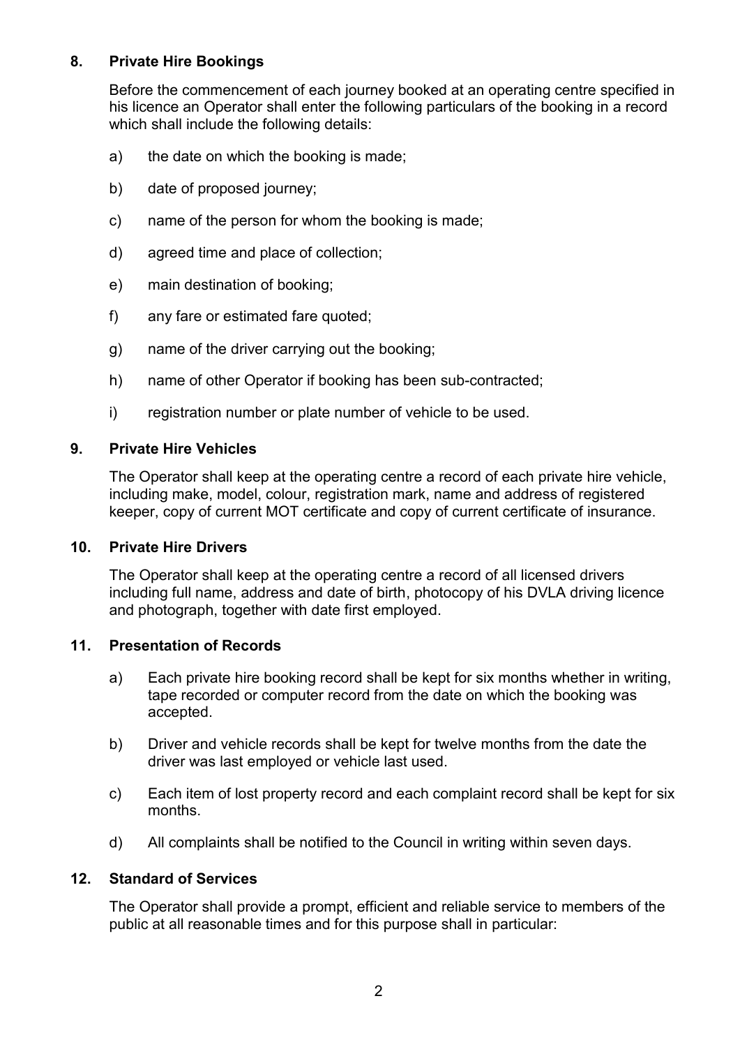## 8. Private Hire Bookings

Before the commencement of each journey booked at an operating centre specified in his licence an Operator shall enter the following particulars of the booking in a record which shall include the following details:

a) the date on which the booking is made;

b) date of proposed journey;

c) name of the person for whom the booking is made;

d) agreed time and place of collection;

e) main destination of booking;

f) any fare or estimated fare quoted;

g) name of the driver carrying out the booking;

h) name of other Operator if booking has been sub-contracted;

i) registration number or plate number of vehicle to be used.

## 9. Private Hire Vehicles

The Operator shall keep at the operating centre a record of each private hire vehicle, including make, model, colour, registration mark, name and address of registered keeper, copy of current MOT certificate and copy of current certificate of insurance.

## 10. Private Hire Drivers

The Operator shall keep at the operating centre a record of all licensed drivers including full name, address and date of birth, photocopy of his DVLA driving licence and photograph, together with date first employed.

## 11. Presentation of Records

a) Each private hire booking record shall be kept for six months whether in writing, tape recorded or computer record from the date on which the booking was accepted.

b) Driver and vehicle records shall be kept for twelve months from the date the driver was last employed or vehicle last used.

c) Each item of lost property record and each complaint record shall be kept for six months.

d) All complaints shall be notified to the Council in writing within seven days.

## 12. Standard of Services

The Operator shall provide a prompt, efficient and reliable service to members of the public at all reasonable times and for this purpose shall in particular: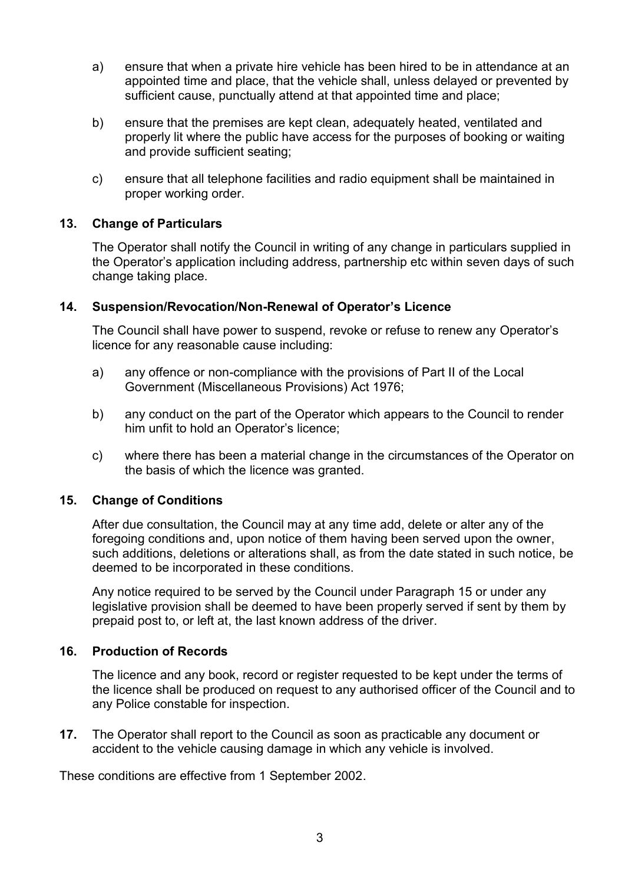a) ensure that when a private hire vehicle has been hired to be in attendance at an appointed time and place, that the vehicle shall, unless delayed or prevented by sufficient cause, punctually attend at that appointed time and place;

b) ensure that the premises are kept clean, adequately heated, ventilated and properly lit where the public have access for the purposes of booking or waiting and provide sufficient seating;

c) ensure that all telephone facilities and radio equipment shall be maintained in proper working order.

**13. Change of Particulars**

The Operator shall notify the Council in writing of any change in particulars supplied in the Operator's application including address, partnership etc within seven days of such change taking place.

**14. Suspension/Revocation/Non-Renewal of Operator's Licence**

The Council shall have power to suspend, revoke or refuse to renew any Operator's licence for any reasonable cause including:

a) any offence or non-compliance with the provisions of Part II of the Local Government (Miscellaneous Provisions) Act 1976;

b) any conduct on the part of the Operator which appears to the Council to render him unfit to hold an Operator's licence;

c) where there has been a material change in the circumstances of the Operator on the basis of which the licence was granted.

**15. Change of Conditions**

After due consultation, the Council may at any time add, delete or alter any of the foregoing conditions and, upon notice of them having been served upon the owner, such additions, deletions or alterations shall, as from the date stated in such notice, be deemed to be incorporated in these conditions.

Any notice required to be served by the Council under Paragraph 15 or under any legislative provision shall be deemed to have been properly served if sent by them by prepaid post to, or left at, the last known address of the driver.

**16. Production of Records**

The licence and any book, record or register requested to be kept under the terms of the licence shall be produced on request to any authorised officer of the Council and to any Police constable for inspection.

**17.** The Operator shall report to the Council as soon as practicable any document or accident to the vehicle causing damage in which any vehicle is involved.

These conditions are effective from 1 September 2002.